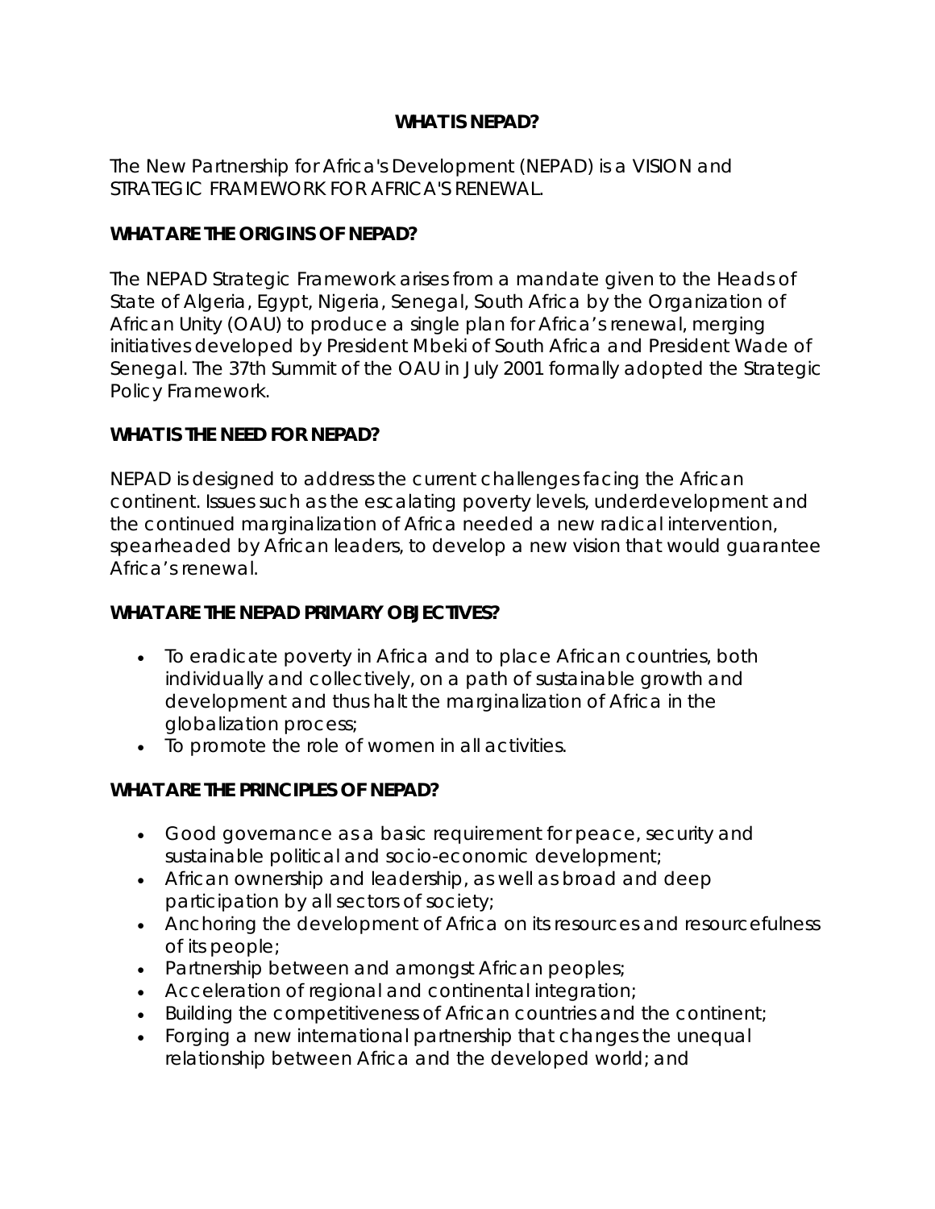# WHAT IS NEPAD?

The New Partnership for Africa's Development (NEPAD) is a VISION and STRATEGIC FRAMEWORK FOR AFRICA'S RENEWAL.

## WHAT ARE THE ORIGINS OF NEPAD?

The NEPAD Strategic Framework arises from a mandate given to the Heads of State of Algeria, Egypt, Nigeria, Senegal, South Africa by the Organization of African Unity (OAU) to produce a single plan for Africa's renewal, merging initiatives developed by President Mbeki of South Africa and President Wade of Senegal. The 37th Summit of the OAU in July 2001 formally adopted the Strategic Policy Framework.

## WHAT IS THE NEED FOR NEPAD?

NEPAD is designed to address the current challenges facing the African continent. Issues such as the escalating poverty levels, underdevelopment and the continued marginalization of Africa needed a new radical intervention, spearheaded by African leaders, to develop a new vision that would guarantee Africa's renewal.

## WHAT ARE THE NEPAD PRIMARY OBJECTIVES?

- To eradicate poverty in Africa and to place African countries, both individually and collectively, on a path of sustainable growth and development and thus halt the marginalization of Africa in the globalization process;
- To promote the role of women in all activities.

## WHAT ARE THE PRINCIPLES OF NEPAD?

- Good governance as a basic requirement for peace, security and sustainable political and socio-economic development;
- African ownership and leadership, as well as broad and deep participation by all sectors of society;
- Anchoring the development of Africa on its resources and resourcefulness of its people;
- Partnership between and amongst African peoples;
- Acceleration of regional and continental integration;
- Building the competitiveness of African countries and the continent;
- Forging a new international partnership that changes the unequal relationship between Africa and the developed world; and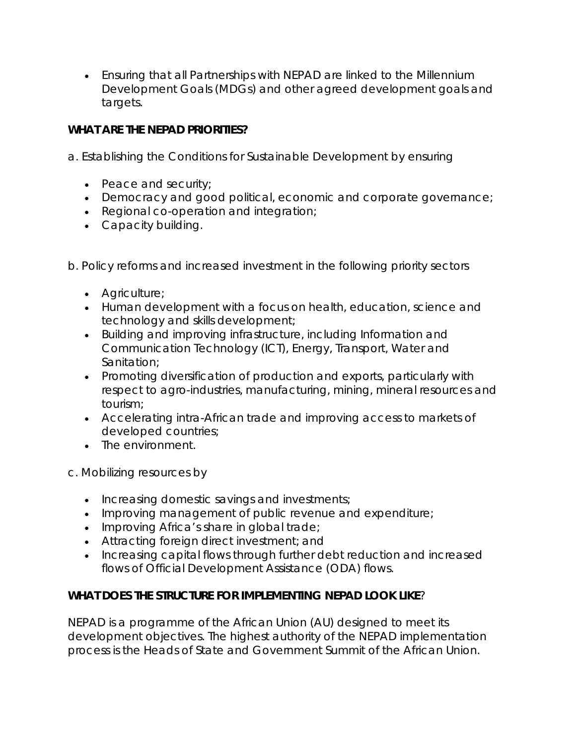- Ensuring that all Partnerships with NEPAD are linked to the Millennium Development Goals (MDGs) and other agreed development goals and targets.

**WHAT ARE THE NEPAD PRIORITIES?**

a. Establishing the Conditions for Sustainable Development by ensuring

- Peace and security;
- Democracy and good political, economic and corporate governance;
- Regional co-operation and integration;
- Capacity building.

b. Policy reforms and increased investment in the following priority sectors

- Agriculture;
- Human development with a focus on health, education, science and technology and skills development;
- Building and improving infrastructure, including Information and Communication Technology (ICT), Energy, Transport, Water and Sanitation;
- Promoting diversification of production and exports, particularly with respect to agro-industries, manufacturing, mining, mineral resources and tourism;
- Accelerating intra-African trade and improving access to markets of developed countries;
- The environment.

c. Mobilizing resources by

- Increasing domestic savings and investments;
- Improving management of public revenue and expenditure;
- Improving Africa's share in global trade;
- Attracting foreign direct investment; and
- Increasing capital flows through further debt reduction and increased flows of Official Development Assistance (ODA) flows.

**WHAT DOES THE STRUCTURE FOR IMPLEMENTING NEPAD LOOK LIKE**?

NEPAD is a programme of the African Union (AU) designed to meet its development objectives. The highest authority of the NEPAD implementation process is the Heads of State and Government Summit of the African Union.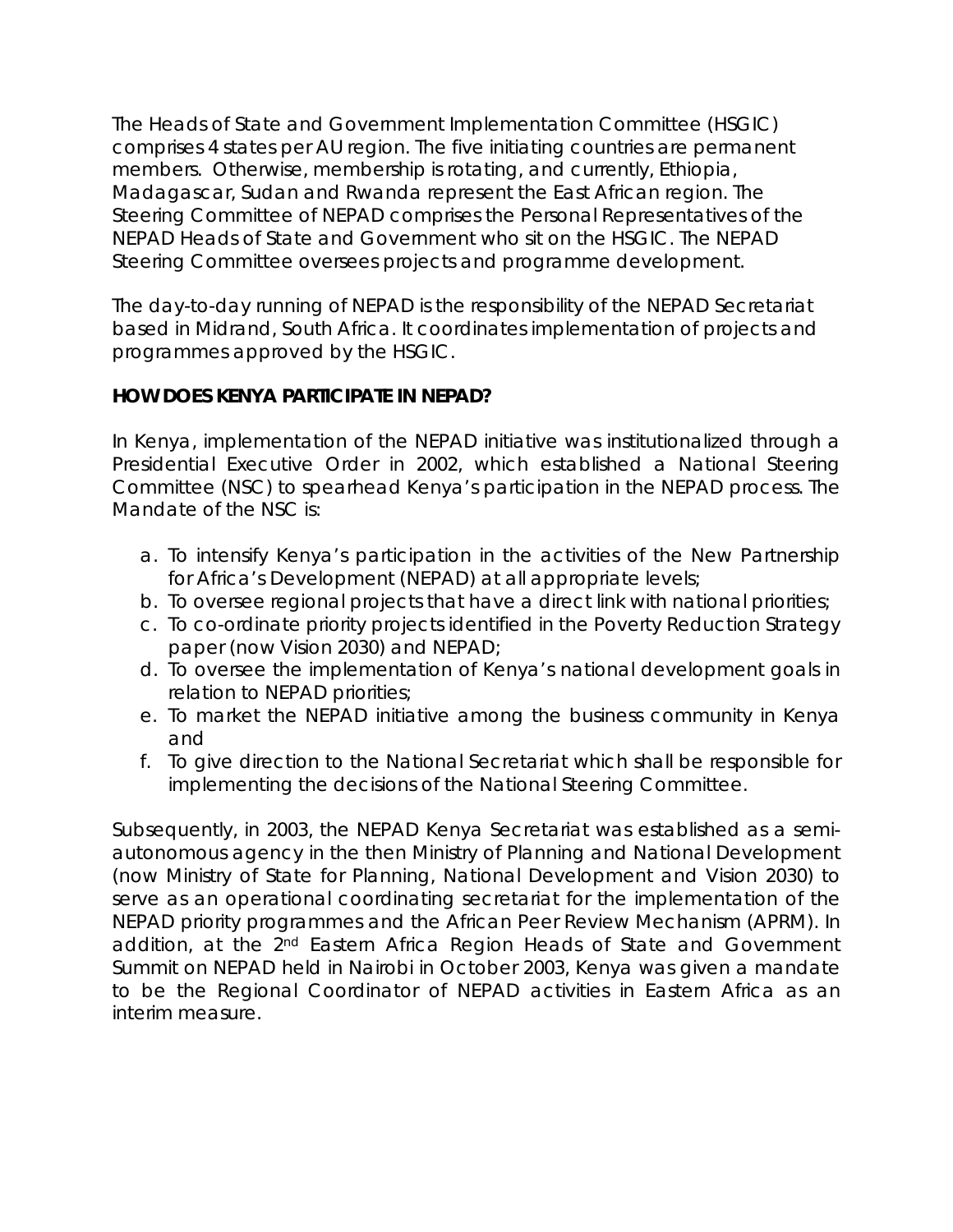The Heads of State and Government Implementation Committee (HSGIC) comprises 4 states per AU region. The five initiating countries are permanent members. Otherwise, membership is rotating, and currently, Ethiopia, Madagascar, Sudan and Rwanda represent the East African region. The Steering Committee of NEPAD comprises the Personal Representatives of the NEPAD Heads of State and Government who sit on the HSGIC. The NEPAD Steering Committee oversees projects and programme development.

The day-to-day running of NEPAD is the responsibility of the NEPAD Secretariat based in Midrand, South Africa. It coordinates implementation of projects and programmes approved by the HSGIC.

**HOW DOES KENYA PARTICIPATE IN NEPAD?**

In Kenya, implementation of the NEPAD initiative was institutionalized through a Presidential Executive Order in 2002, which established a National Steering Committee (NSC) to spearhead Kenya's participation in the NEPAD process. The Mandate of the NSC is:

a. To intensify Kenya's participation in the activities of the New Partnership for Africa's Development (NEPAD) at all appropriate levels;
b. To oversee regional projects that have a direct link with national priorities;
c. To co-ordinate priority projects identified in the Poverty Reduction Strategy paper (now Vision 2030) and NEPAD;
d. To oversee the implementation of Kenya's national development goals in relation to NEPAD priorities;
e. To market the NEPAD initiative among the business community in Kenya and
f. To give direction to the National Secretariat which shall be responsible for implementing the decisions of the National Steering Committee.

Subsequently, in 2003, the NEPAD Kenya Secretariat was established as a semi-autonomous agency in the then Ministry of Planning and National Development (now Ministry of State for Planning, National Development and Vision 2030) to serve as an operational coordinating secretariat for the implementation of the NEPAD priority programmes and the African Peer Review Mechanism (APRM). In addition, at the 2nd Eastern Africa Region Heads of State and Government Summit on NEPAD held in Nairobi in October 2003, Kenya was given a mandate to be the Regional Coordinator of NEPAD activities in Eastern Africa as an interim measure.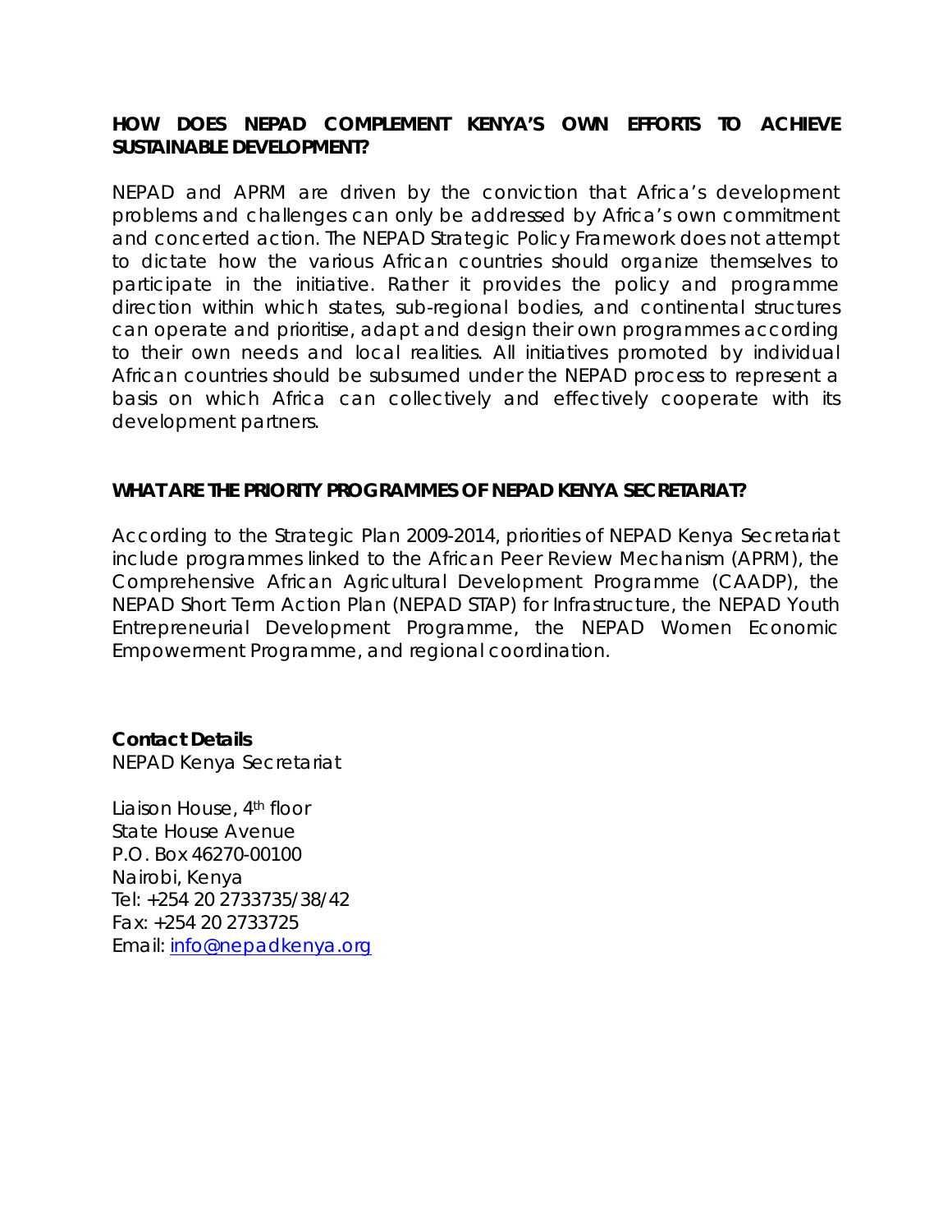## HOW DOES NEPAD COMPLEMENT KENYA'S OWN EFFORTS TO ACHIEVE SUSTAINABLE DEVELOPMENT?

NEPAD and APRM are driven by the conviction that Africa's development problems and challenges can only be addressed by Africa's own commitment and concerted action. The NEPAD Strategic Policy Framework does not attempt to dictate how the various African countries should organize themselves to participate in the initiative. Rather it provides the policy and programme direction within which states, sub-regional bodies, and continental structures can operate and prioritise, adapt and design their own programmes according to their own needs and local realities. All initiatives promoted by individual African countries should be subsumed under the NEPAD process to represent a basis on which Africa can collectively and effectively cooperate with its development partners.

## WHAT ARE THE PRIORITY PROGRAMMES OF NEPAD KENYA SECRETARIAT?

According to the Strategic Plan 2009-2014, priorities of NEPAD Kenya Secretariat include programmes linked to the African Peer Review Mechanism (APRM), the Comprehensive African Agricultural Development Programme (CAADP), the NEPAD Short Term Action Plan (NEPAD STAP) for Infrastructure, the NEPAD Youth Entrepreneurial Development Programme, the NEPAD Women Economic Empowerment Programme, and regional coordination.

**Contact Details**
NEPAD Kenya Secretariat

Liaison House, 4th floor
State House Avenue
P.O. Box 46270-00100
Nairobi, Kenya
Tel: +254 20 2733735/38/42
Fax: +254 20 2733725
Email: info@nepadkenya.org